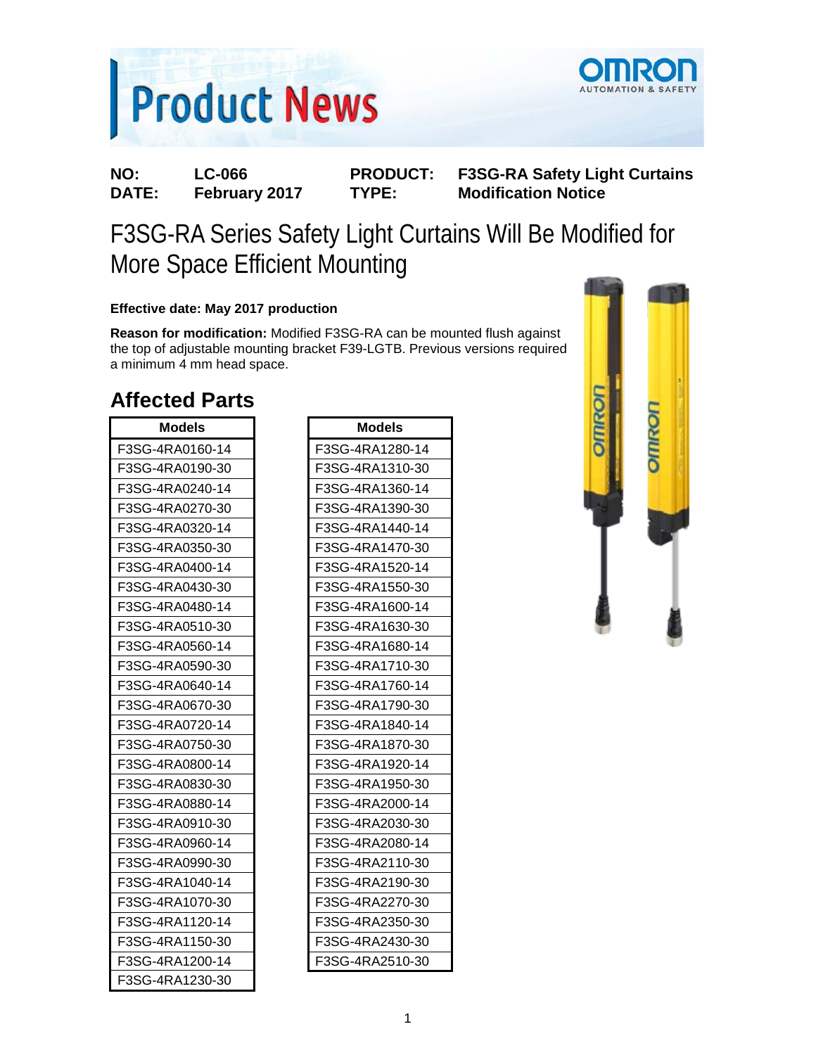# Product News

| NO: | LC-066 | PRODUCT: | F3SG-RA Safety Light Curtains |
|---|---|---|---|
| DATE: | February 2017 | TYPE: | Modification Notice |

# F3SG-RA Series Safety Light Curtains Will Be Modified for More Space Efficient Mounting

**Effective date: May 2017 production**

**Reason for modification:** Modified F3SG-RA can be mounted flush against the top of adjustable mounting bracket F39-LGTB. Previous versions required a minimum 4 mm head space.

## Affected Parts

| Models |
|---|
| F3SG-4RA0160-14 |
| F3SG-4RA0190-30 |
| F3SG-4RA0240-14 |
| F3SG-4RA0270-30 |
| F3SG-4RA0320-14 |
| F3SG-4RA0350-30 |
| F3SG-4RA0400-14 |
| F3SG-4RA0430-30 |
| F3SG-4RA0480-14 |
| F3SG-4RA0510-30 |
| F3SG-4RA0560-14 |
| F3SG-4RA0590-30 |
| F3SG-4RA0640-14 |
| F3SG-4RA0670-30 |
| F3SG-4RA0720-14 |
| F3SG-4RA0750-30 |
| F3SG-4RA0800-14 |
| F3SG-4RA0830-30 |
| F3SG-4RA0880-14 |
| F3SG-4RA0910-30 |
| F3SG-4RA0960-14 |
| F3SG-4RA0990-30 |
| F3SG-4RA1040-14 |
| F3SG-4RA1070-30 |
| F3SG-4RA1120-14 |
| F3SG-4RA1150-30 |
| F3SG-4RA1200-14 |
| F3SG-4RA1230-30 |

| Models |
|---|
| F3SG-4RA1280-14 |
| F3SG-4RA1310-30 |
| F3SG-4RA1360-14 |
| F3SG-4RA1390-30 |
| F3SG-4RA1440-14 |
| F3SG-4RA1470-30 |
| F3SG-4RA1520-14 |
| F3SG-4RA1550-30 |
| F3SG-4RA1600-14 |
| F3SG-4RA1630-30 |
| F3SG-4RA1680-14 |
| F3SG-4RA1710-30 |
| F3SG-4RA1760-14 |
| F3SG-4RA1790-30 |
| F3SG-4RA1840-14 |
| F3SG-4RA1870-30 |
| F3SG-4RA1920-14 |
| F3SG-4RA1950-30 |
| F3SG-4RA2000-14 |
| F3SG-4RA2030-30 |
| F3SG-4RA2080-14 |
| F3SG-4RA2110-30 |
| F3SG-4RA2190-30 |
| F3SG-4RA2270-30 |
| F3SG-4RA2350-30 |
| F3SG-4RA2430-30 |
| F3SG-4RA2510-30 |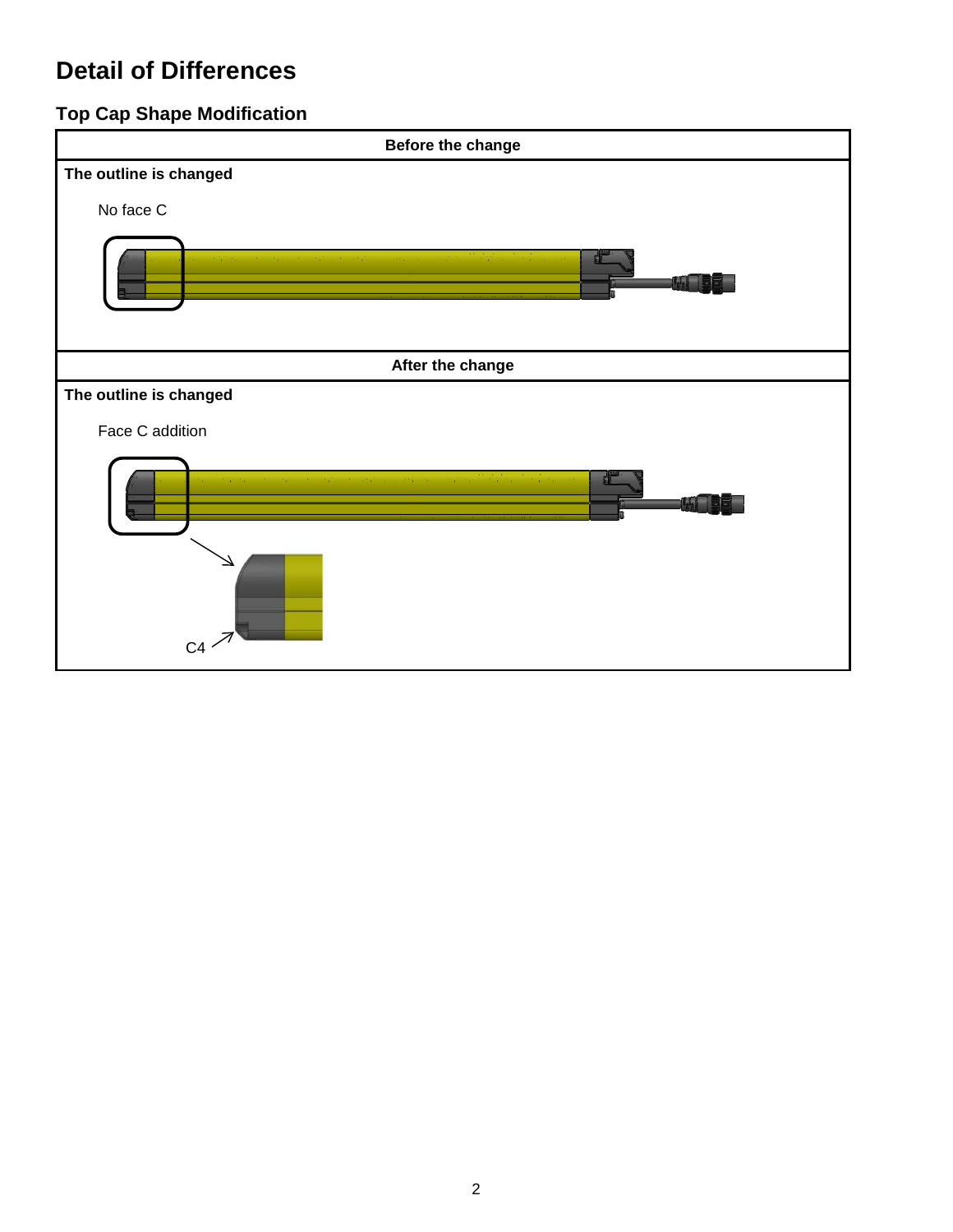# Detail of Differences

## Top Cap Shape Modification

| Before the change |
| --- |
| **The outline is changed** |
| No face C |

| After the change |
| --- |
| **The outline is changed** |
| Face C addition |
| C4 |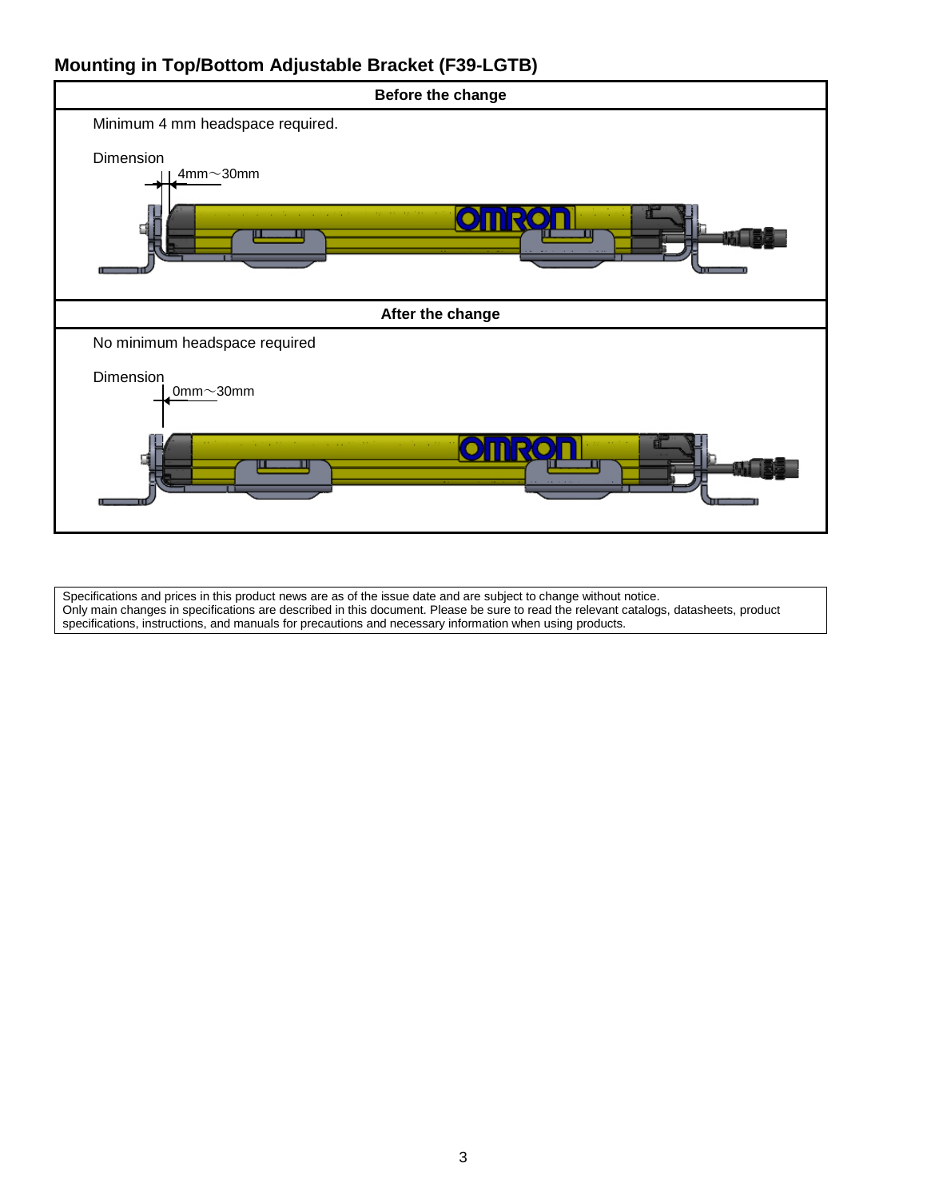## Mounting in Top/Bottom Adjustable Bracket (F39-LGTB)

**Before the change**

Minimum 4 mm headspace required.

Dimension

4mm～30mm

**After the change**

No minimum headspace required

Dimension

0mm～30mm

Specifications and prices in this product news are as of the issue date and are subject to change without notice.
Only main changes in specifications are described in this document. Please be sure to read the relevant catalogs, datasheets, product specifications, instructions, and manuals for precautions and necessary information when using products.